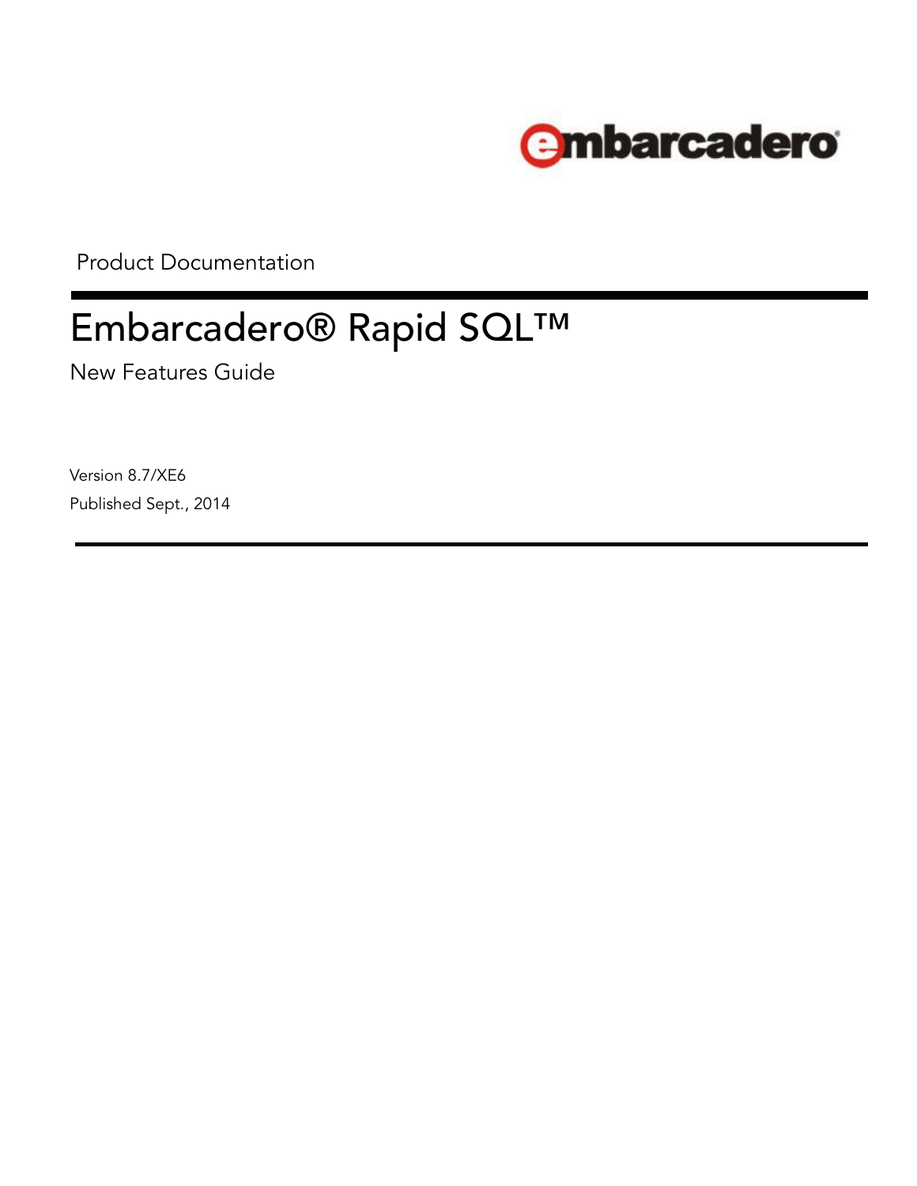embarcadero

Product Documentation

# Embarcadero® Rapid SQL™

New Features Guide

Version 8.7/XE6

Published Sept., 2014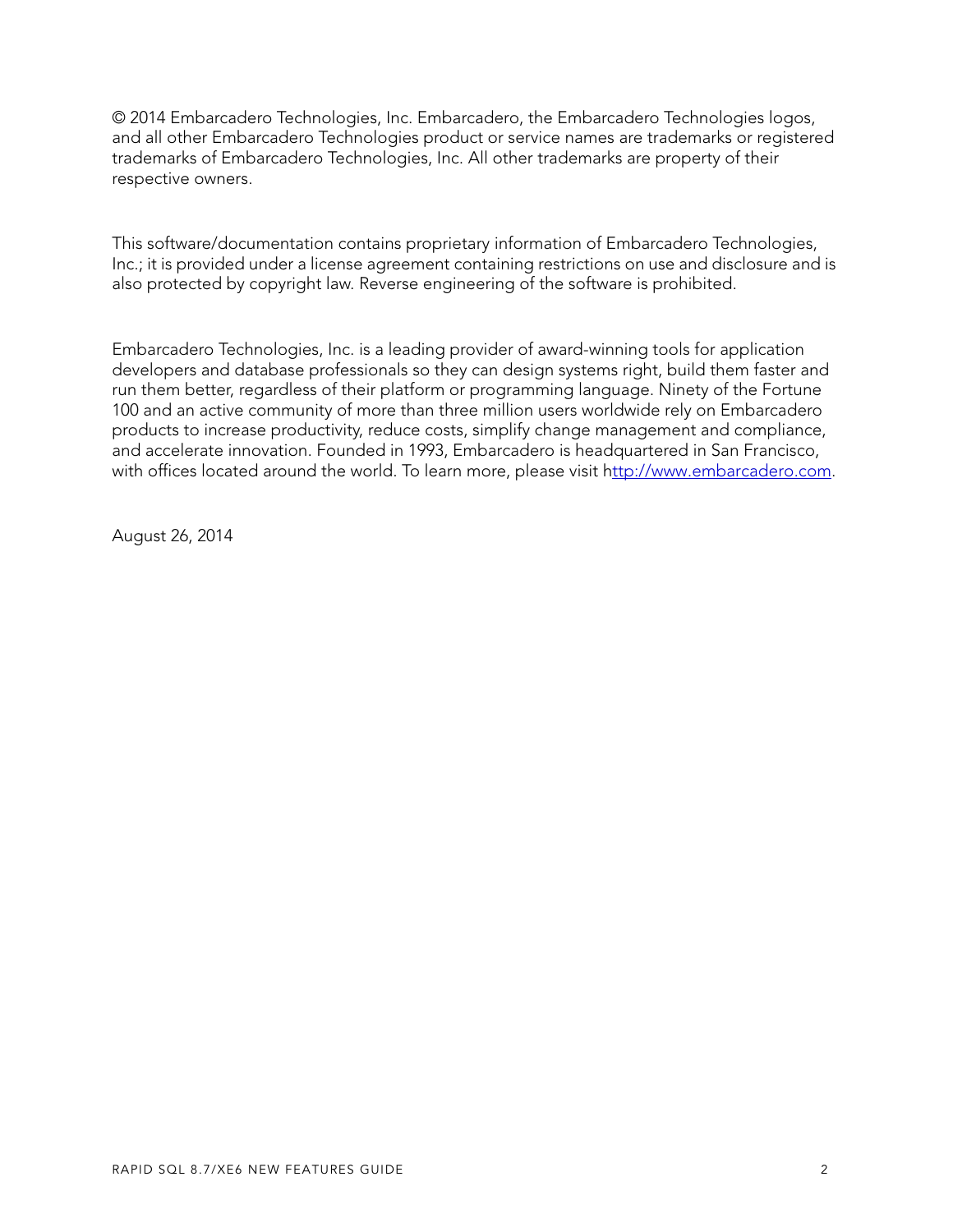© 2014 Embarcadero Technologies, Inc. Embarcadero, the Embarcadero Technologies logos, and all other Embarcadero Technologies product or service names are trademarks or registered trademarks of Embarcadero Technologies, Inc. All other trademarks are property of their respective owners.

This software/documentation contains proprietary information of Embarcadero Technologies, Inc.; it is provided under a license agreement containing restrictions on use and disclosure and is also protected by copyright law. Reverse engineering of the software is prohibited.

Embarcadero Technologies, Inc. is a leading provider of award-winning tools for application developers and database professionals so they can design systems right, build them faster and run them better, regardless of their platform or programming language. Ninety of the Fortune 100 and an active community of more than three million users worldwide rely on Embarcadero products to increase productivity, reduce costs, simplify change management and compliance, and accelerate innovation. Founded in 1993, Embarcadero is headquartered in San Francisco, with offices located around the world. To learn more, please visit [http://www.embarcadero.com](http://www.embarcadero.com).

August 26, 2014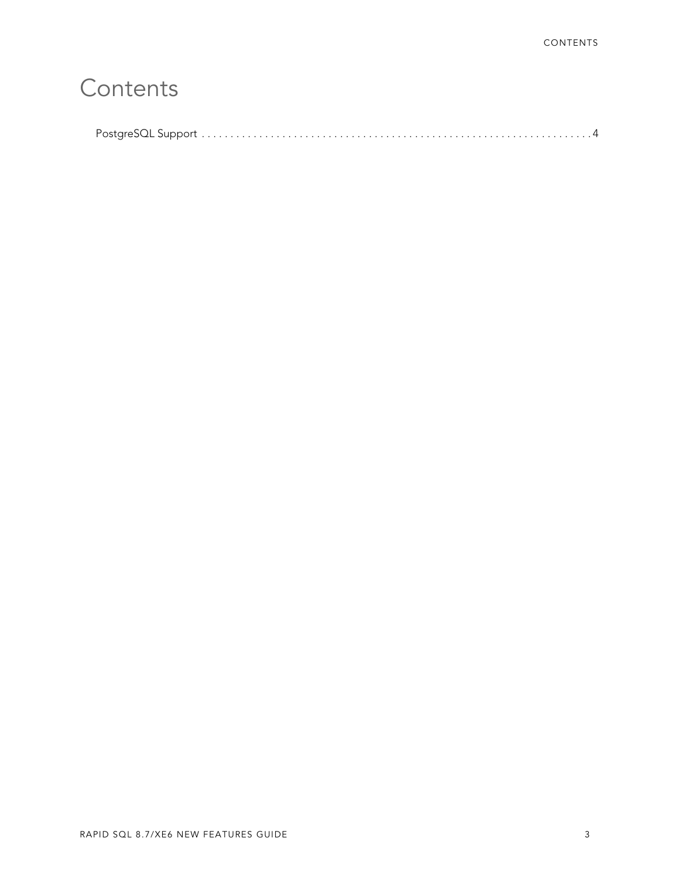# Contents

PostgreSQL Support . . . . . . . . . . . . . . . . . . . . . . . . . . . . . . . . . . . . . . . . . . . . . . . . . . . . . . . . . . . . . . . 4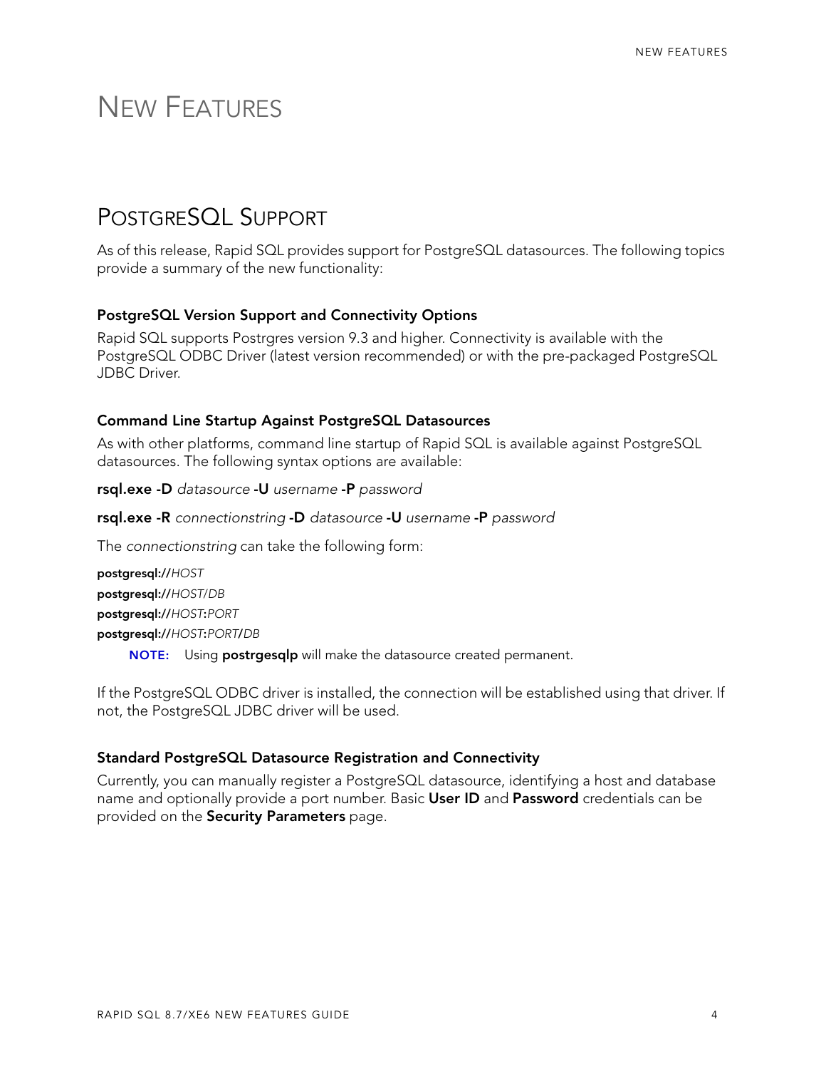# NEW FEATURES

## POSTGRESQL SUPPORT

As of this release, Rapid SQL provides support for PostgreSQL datasources. The following topics provide a summary of the new functionality:

### PostgreSQL Version Support and Connectivity Options

Rapid SQL supports Postrgres version 9.3 and higher. Connectivity is available with the PostgreSQL ODBC Driver (latest version recommended) or with the pre-packaged PostgreSQL JDBC Driver.

### Command Line Startup Against PostgreSQL Datasources

As with other platforms, command line startup of Rapid SQL is available against PostgreSQL datasources. The following syntax options are available:

**rsql.exe -D** *datasource* **-U** *username* **-P** *password*

**rsql.exe -R** *connectionstring* **-D** *datasource* **-U** *username* **-P** *password*

The *connectionstring* can take the following form:

**postgresql://***HOST*

**postgresql://***HOST/DB*

**postgresql://***HOST***:***PORT*

**postgresql://***HOST***:***PORT***/***DB*

> **NOTE:** Using **postrgesqlp** will make the datasource created permanent.

If the PostgreSQL ODBC driver is installed, the connection will be established using that driver. If not, the PostgreSQL JDBC driver will be used.

### Standard PostgreSQL Datasource Registration and Connectivity

Currently, you can manually register a PostgreSQL datasource, identifying a host and database name and optionally provide a port number. Basic **User ID** and **Password** credentials can be provided on the **Security Parameters** page.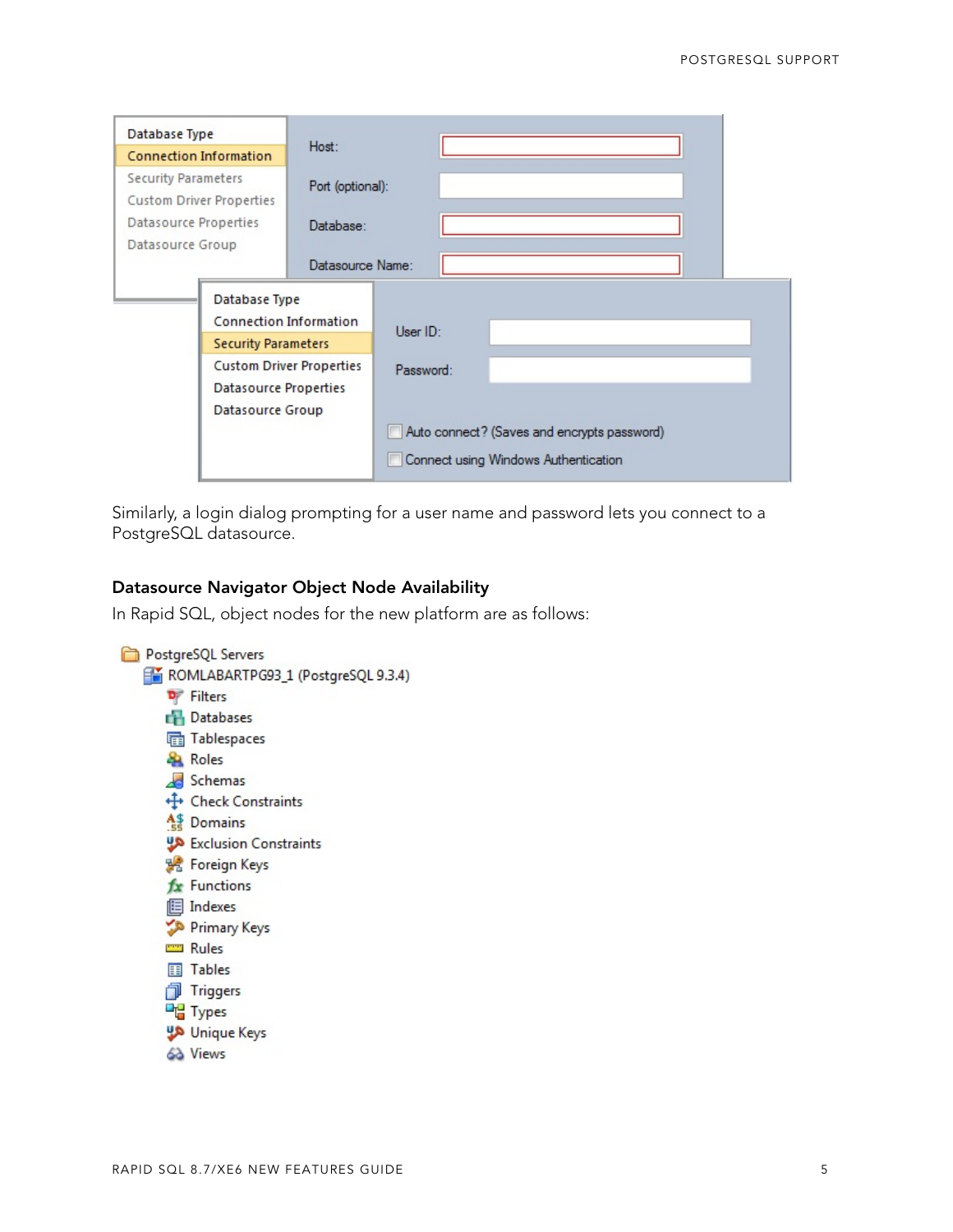Similarly, a login dialog prompting for a user name and password lets you connect to a PostgreSQL datasource.

### Datasource Navigator Object Node Availability

In Rapid SQL, object nodes for the new platform are as follows:

- PostgreSQL Servers
  - ROMLABARTPG93_1 (PostgreSQL 9.3.4)
    - Filters
    - Databases
    - Tablespaces
    - Roles
    - Schemas
    - Check Constraints
    - Domains
    - Exclusion Constraints
    - Foreign Keys
    - Functions
    - Indexes
    - Primary Keys
    - Rules
    - Tables
    - Triggers
    - Types
    - Unique Keys
    - Views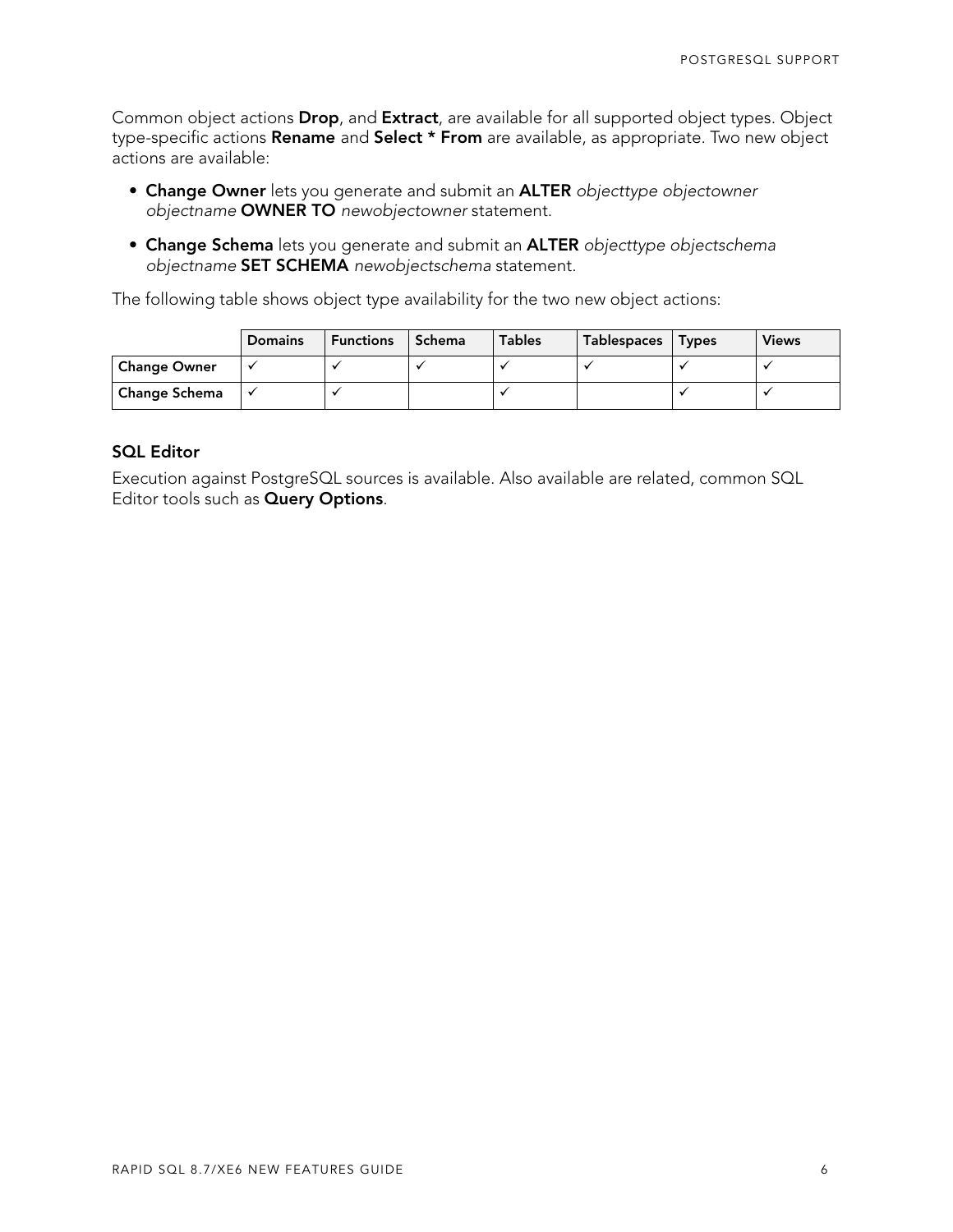Common object actions **Drop**, and **Extract**, are available for all supported object types. Object type-specific actions **Rename** and **Select * From** are available, as appropriate. Two new object actions are available:

- **Change Owner** lets you generate and submit an **ALTER** *objecttype objectowner objectname* **OWNER TO** *newobjectowner* statement.
- **Change Schema** lets you generate and submit an **ALTER** *objecttype objectschema objectname* **SET SCHEMA** *newobjectschema* statement.

The following table shows object type availability for the two new object actions:

| | Domains | Functions | Schema | Tables | Tablespaces | Types | Views |
|---|---|---|---|---|---|---|---|
| Change Owner | ✓ | ✓ | ✓ | ✓ | ✓ | ✓ | ✓ |
| Change Schema | ✓ | ✓ | | ✓ | | ✓ | ✓ |

### SQL Editor

Execution against PostgreSQL sources is available. Also available are related, common SQL Editor tools such as **Query Options**.